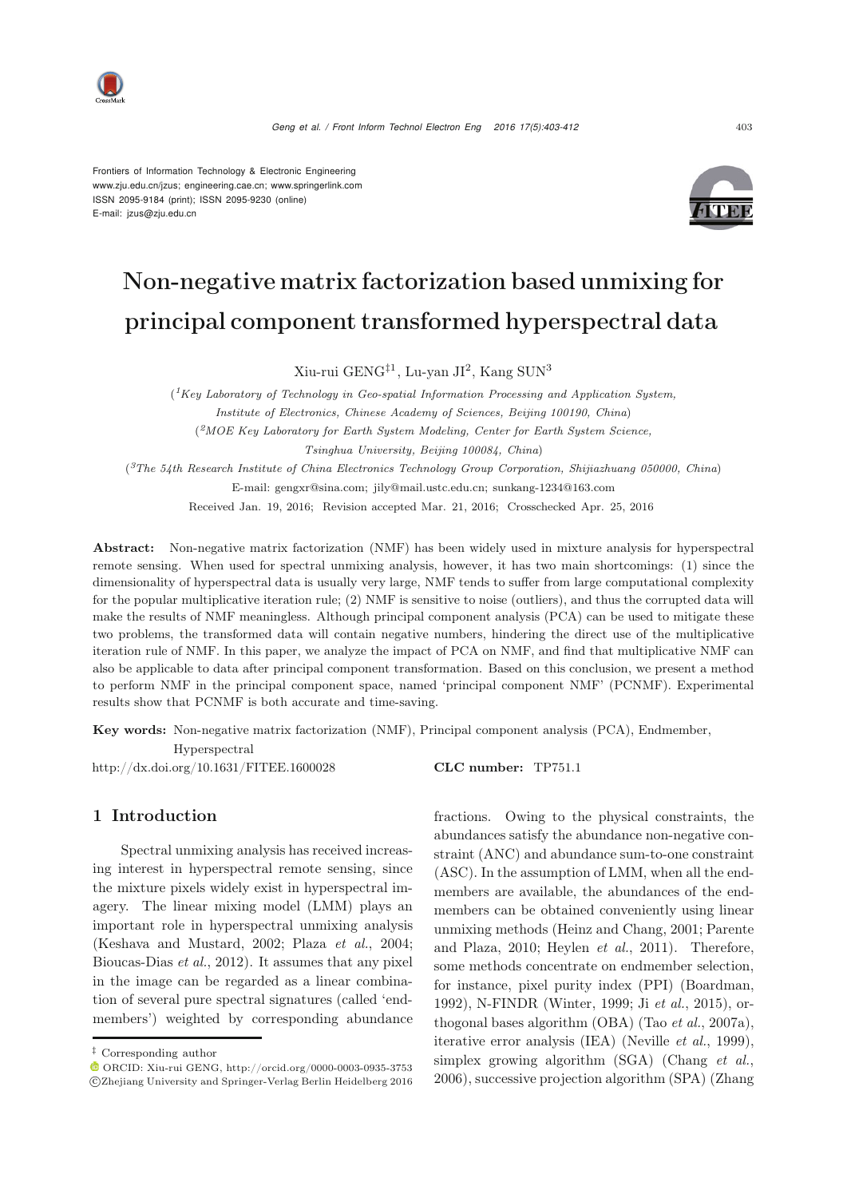Frontiers of Information Technology & Electronic Engineering
www.zju.edu.cn/jzus; engineering.cae.cn; www.springerlink.com
ISSN 2095-9184 (print); ISSN 2095-9230 (online)
E-mail: jzus@zju.edu.cn

# Non-negative matrix factorization based unmixing for principal component transformed hyperspectral data

Xiu-rui GENG[‡1], Lu-yan JI[2], Kang SUN[3]

([1]*Key Laboratory of Technology in Geo-spatial Information Processing and Application System, Institute of Electronics, Chinese Academy of Sciences, Beijing 100190, China*)

([2]*MOE Key Laboratory for Earth System Modeling, Center for Earth System Science, Tsinghua University, Beijing 100084, China*)

([3]*The 54th Research Institute of China Electronics Technology Group Corporation, Shijiazhuang 050000, China*)

E-mail: gengxr@sina.com; jily@mail.ustc.edu.cn; sunkang-1234@163.com

Received Jan. 19, 2016; Revision accepted Mar. 21, 2016; Crosschecked Apr. 25, 2016

**Abstract:** Non-negative matrix factorization (NMF) has been widely used in mixture analysis for hyperspectral remote sensing. When used for spectral unmixing analysis, however, it has two main shortcomings: (1) since the dimensionality of hyperspectral data is usually very large, NMF tends to suffer from large computational complexity for the popular multiplicative iteration rule; (2) NMF is sensitive to noise (outliers), and thus the corrupted data will make the results of NMF meaningless. Although principal component analysis (PCA) can be used to mitigate these two problems, the transformed data will contain negative numbers, hindering the direct use of the multiplicative iteration rule of NMF. In this paper, we analyze the impact of PCA on NMF, and find that multiplicative NMF can also be applicable to data after principal component transformation. Based on this conclusion, we present a method to perform NMF in the principal component space, named 'principal component NMF' (PCNMF). Experimental results show that PCNMF is both accurate and time-saving.

**Key words:** Non-negative matrix factorization (NMF), Principal component analysis (PCA), Endmember, Hyperspectral

http://dx.doi.org/10.1631/FITEE.1600028 **CLC number:** TP751.1

## 1 Introduction

Spectral unmixing analysis has received increasing interest in hyperspectral remote sensing, since the mixture pixels widely exist in hyperspectral imagery. The linear mixing model (LMM) plays an important role in hyperspectral unmixing analysis (Keshava and Mustard, 2002; Plaza *et al.*, 2004; Bioucas-Dias *et al.*, 2012). It assumes that any pixel in the image can be regarded as a linear combination of several pure spectral signatures (called 'endmembers') weighted by corresponding abundance fractions. Owing to the physical constraints, the abundances satisfy the abundance non-negative constraint (ANC) and abundance sum-to-one constraint (ASC). In the assumption of LMM, when all the endmembers are available, the abundances of the endmembers can be obtained conveniently using linear unmixing methods (Heinz and Chang, 2001; Parente and Plaza, 2010; Heylen *et al.*, 2011). Therefore, some methods concentrate on endmember selection, for instance, pixel purity index (PPI) (Boardman, 1992), N-FINDR (Winter, 1999; Ji *et al.*, 2015), orthogonal bases algorithm (OBA) (Tao *et al.*, 2007a), iterative error analysis (IEA) (Neville *et al.*, 1999), simplex growing algorithm (SGA) (Chang *et al.*, 2006), successive projection algorithm (SPA) (Zhang

‡ Corresponding author

ORCID: Xiu-rui GENG, http://orcid.org/0000-0003-0935-3753

©Zhejiang University and Springer-Verlag Berlin Heidelberg 2016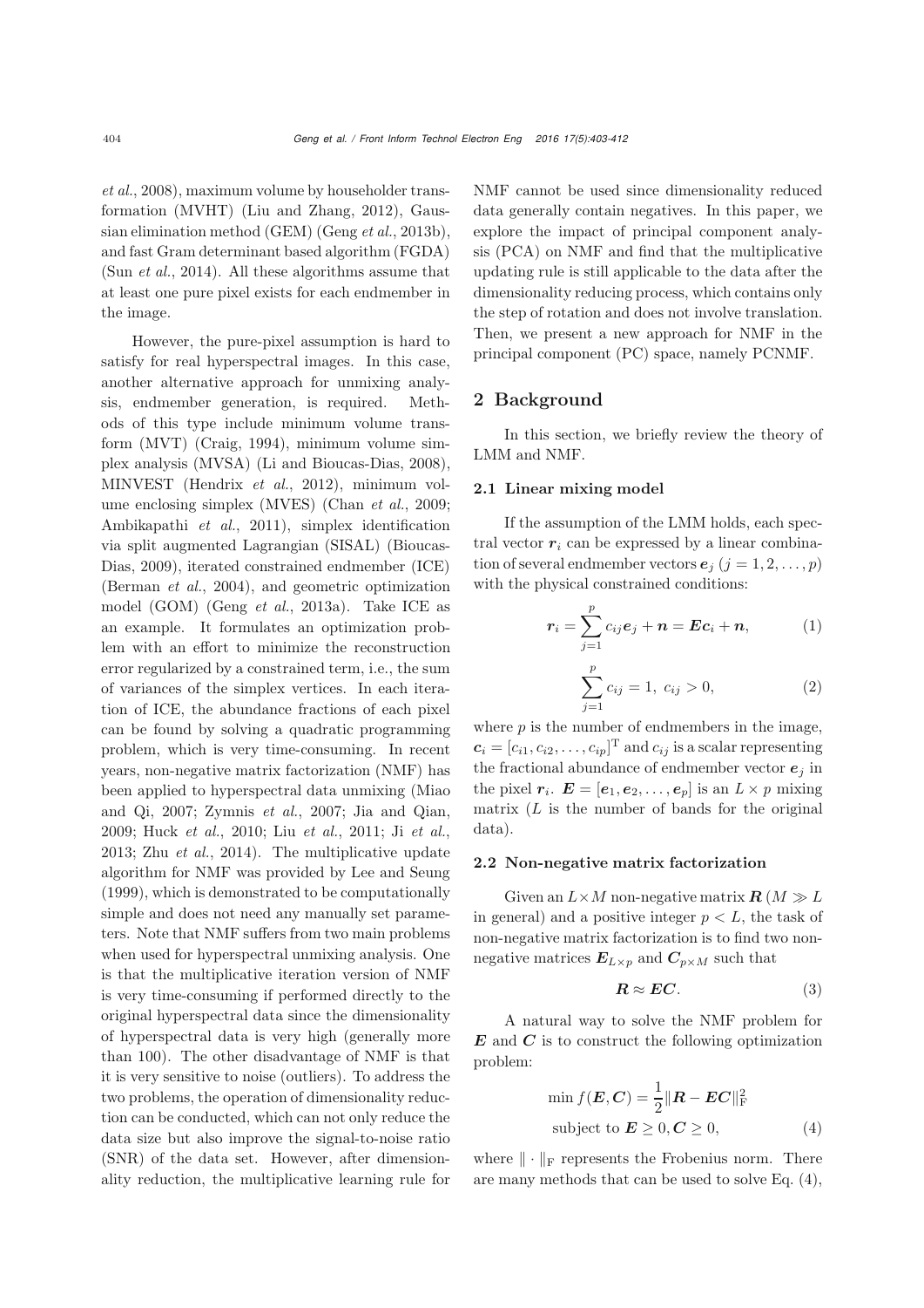*et al.*, 2008), maximum volume by householder transformation (MVHT) (Liu and Zhang, 2012), Gaussian elimination method (GEM) (Geng *et al.*, 2013b), and fast Gram determinant based algorithm (FGDA) (Sun *et al.*, 2014). All these algorithms assume that at least one pure pixel exists for each endmember in the image.

However, the pure-pixel assumption is hard to satisfy for real hyperspectral images. In this case, another alternative approach for unmixing analysis, endmember generation, is required. Methods of this type include minimum volume transform (MVT) (Craig, 1994), minimum volume simplex analysis (MVSA) (Li and Bioucas-Dias, 2008), MINVEST (Hendrix *et al.*, 2012), minimum volume enclosing simplex (MVES) (Chan *et al.*, 2009; Ambikapathi *et al.*, 2011), simplex identification via split augmented Lagrangian (SISAL) (Bioucas-Dias, 2009), iterated constrained endmember (ICE) (Berman *et al.*, 2004), and geometric optimization model (GOM) (Geng *et al.*, 2013a). Take ICE as an example. It formulates an optimization problem with an effort to minimize the reconstruction error regularized by a constrained term, i.e., the sum of variances of the simplex vertices. In each iteration of ICE, the abundance fractions of each pixel can be found by solving a quadratic programming problem, which is very time-consuming. In recent years, non-negative matrix factorization (NMF) has been applied to hyperspectral data unmixing (Miao and Qi, 2007; Zymnis *et al.*, 2007; Jia and Qian, 2009; Huck *et al.*, 2010; Liu *et al.*, 2011; Ji *et al.*, 2013; Zhu *et al.*, 2014). The multiplicative update algorithm for NMF was provided by Lee and Seung (1999), which is demonstrated to be computationally simple and does not need any manually set parameters. Note that NMF suffers from two main problems when used for hyperspectral unmixing analysis. One is that the multiplicative iteration version of NMF is very time-consuming if performed directly to the original hyperspectral data since the dimensionality of hyperspectral data is very high (generally more than 100). The other disadvantage of NMF is that it is very sensitive to noise (outliers). To address the two problems, the operation of dimensionality reduction can be conducted, which can not only reduce the data size but also improve the signal-to-noise ratio (SNR) of the data set. However, after dimensionality reduction, the multiplicative learning rule for NMF cannot be used since dimensionality reduced data generally contain negatives. In this paper, we explore the impact of principal component analysis (PCA) on NMF and find that the multiplicative updating rule is still applicable to the data after the dimensionality reducing process, which contains only the step of rotation and does not involve translation. Then, we present a new approach for NMF in the principal component (PC) space, namely PCNMF.

## 2 Background

In this section, we briefly review the theory of LMM and NMF.

### 2.1 Linear mixing model

If the assumption of the LMM holds, each spectral vector $\boldsymbol{r}_i$ can be expressed by a linear combination of several endmember vectors $\boldsymbol{e}_j$ $(j = 1, 2, \ldots, p)$ with the physical constrained conditions:

$$\boldsymbol{r}_i = \sum_{j=1}^{p} c_{ij}\boldsymbol{e}_j + \boldsymbol{n} = \boldsymbol{E}\boldsymbol{c}_i + \boldsymbol{n}, \tag{1}$$

$$\sum_{j=1}^{p} c_{ij} = 1,\ c_{ij} > 0, \tag{2}$$

where $p$ is the number of endmembers in the image, $\boldsymbol{c}_i = [c_{i1}, c_{i2}, \ldots, c_{ip}]^{\mathrm{T}}$ and $c_{ij}$ is a scalar representing the fractional abundance of endmember vector $\boldsymbol{e}_j$ in the pixel $\boldsymbol{r}_i$. $\boldsymbol{E} = [\boldsymbol{e}_1, \boldsymbol{e}_2, \ldots, \boldsymbol{e}_p]$ is an $L \times p$ mixing matrix ($L$ is the number of bands for the original data).

### 2.2 Non-negative matrix factorization

Given an $L \times M$ non-negative matrix $\boldsymbol{R}$ ($M \gg L$ in general) and a positive integer $p < L$, the task of non-negative matrix factorization is to find two non-negative matrices $\boldsymbol{E}_{L\times p}$ and $\boldsymbol{C}_{p\times M}$ such that

$$\boldsymbol{R} \approx \boldsymbol{E}\boldsymbol{C}. \tag{3}$$

A natural way to solve the NMF problem for $\boldsymbol{E}$ and $\boldsymbol{C}$ is to construct the following optimization problem:

$$\begin{aligned} &\min f(\boldsymbol{E}, \boldsymbol{C}) = \frac{1}{2}\|\boldsymbol{R} - \boldsymbol{E}\boldsymbol{C}\|_{\mathrm{F}}^2 \\ &\text{subject to } \boldsymbol{E} \geq 0, \boldsymbol{C} \geq 0, \end{aligned} \tag{4}$$

where $\|\cdot\|_{\mathrm{F}}$ represents the Frobenius norm. There are many methods that can be used to solve Eq. (4),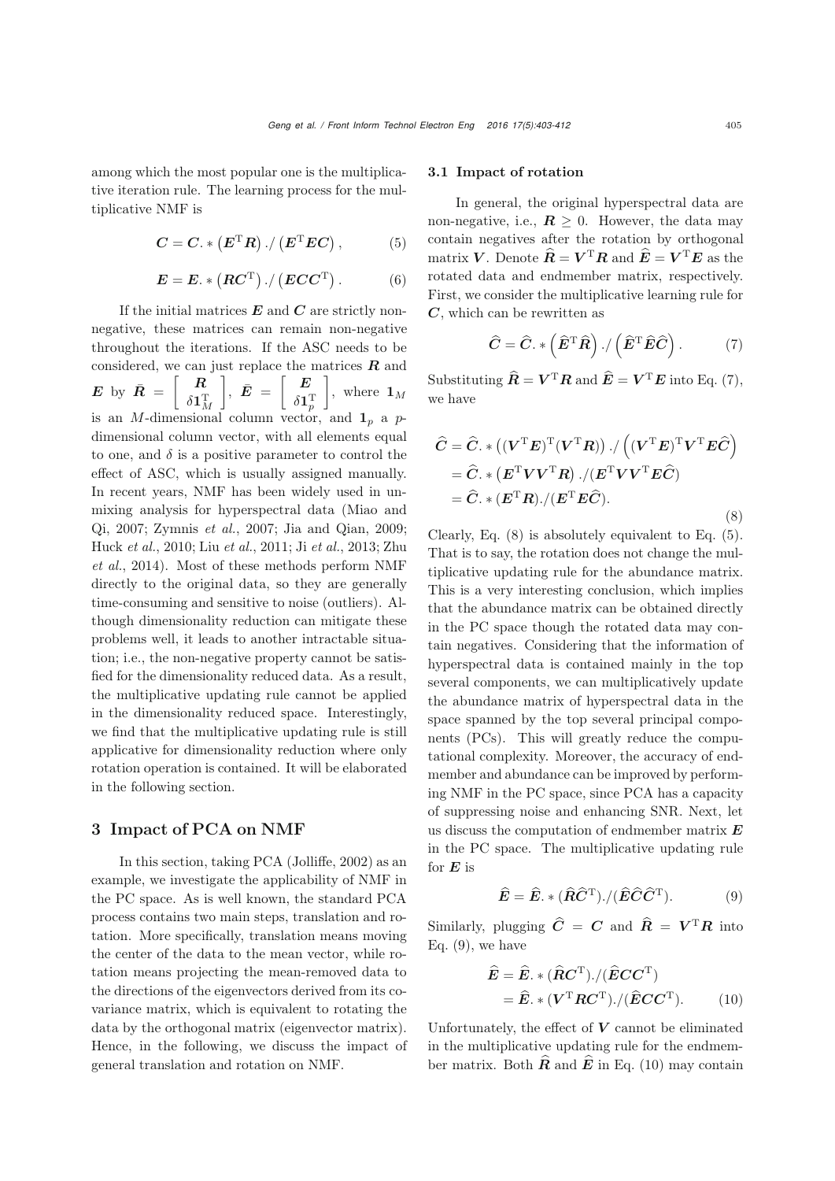among which the most popular one is the multiplicative iteration rule. The learning process for the multiplicative NMF is

$$\boldsymbol{C} = \boldsymbol{C}.*\left(\boldsymbol{E}^{\mathrm{T}}\boldsymbol{R}\right)./\left(\boldsymbol{E}^{\mathrm{T}}\boldsymbol{E}\boldsymbol{C}\right), \tag{5}$$

$$\boldsymbol{E} = \boldsymbol{E}.*\left(\boldsymbol{R}\boldsymbol{C}^{\mathrm{T}}\right)./\left(\boldsymbol{E}\boldsymbol{C}\boldsymbol{C}^{\mathrm{T}}\right). \tag{6}$$

If the initial matrices $\boldsymbol{E}$ and $\boldsymbol{C}$ are strictly non-negative, these matrices can remain non-negative throughout the iterations. If the ASC needs to be considered, we can just replace the matrices $\boldsymbol{R}$ and $\boldsymbol{E}$ by $\bar{\boldsymbol{R}} = \begin{bmatrix} \boldsymbol{R} \\ \delta \boldsymbol{1}_M^{\mathrm{T}} \end{bmatrix}$, $\bar{\boldsymbol{E}} = \begin{bmatrix} \boldsymbol{E} \\ \delta \boldsymbol{1}_p^{\mathrm{T}} \end{bmatrix}$, where $\boldsymbol{1}_M$ is an $M$-dimensional column vector, and $\boldsymbol{1}_p$ a $p$-dimensional column vector, with all elements equal to one, and $\delta$ is a positive parameter to control the effect of ASC, which is usually assigned manually. In recent years, NMF has been widely used in unmixing analysis for hyperspectral data (Miao and Qi, 2007; Zymnis *et al.*, 2007; Jia and Qian, 2009; Huck *et al.*, 2010; Liu *et al.*, 2011; Ji *et al.*, 2013; Zhu *et al.*, 2014). Most of these methods perform NMF directly to the original data, so they are generally time-consuming and sensitive to noise (outliers). Although dimensionality reduction can mitigate these problems well, it leads to another intractable situation; i.e., the non-negative property cannot be satisfied for the dimensionality reduced data. As a result, the multiplicative updating rule cannot be applied in the dimensionality reduced space. Interestingly, we find that the multiplicative updating rule is still applicative for dimensionality reduction where only rotation operation is contained. It will be elaborated in the following section.

## 3 Impact of PCA on NMF

In this section, taking PCA (Jolliffe, 2002) as an example, we investigate the applicability of NMF in the PC space. As is well known, the standard PCA process contains two main steps, translation and rotation. More specifically, translation means moving the center of the data to the mean vector, while rotation means projecting the mean-removed data to the directions of the eigenvectors derived from its covariance matrix, which is equivalent to rotating the data by the orthogonal matrix (eigenvector matrix). Hence, in the following, we discuss the impact of general translation and rotation on NMF.

### 3.1 Impact of rotation

In general, the original hyperspectral data are non-negative, i.e., $\boldsymbol{R} \geq 0$. However, the data may contain negatives after the rotation by orthogonal matrix $\boldsymbol{V}$. Denote $\widehat{\boldsymbol{R}} = \boldsymbol{V}^{\mathrm{T}}\boldsymbol{R}$ and $\widehat{\boldsymbol{E}} = \boldsymbol{V}^{\mathrm{T}}\boldsymbol{E}$ as the rotated data and endmember matrix, respectively. First, we consider the multiplicative learning rule for $\boldsymbol{C}$, which can be rewritten as

$$\widehat{\boldsymbol{C}} = \widehat{\boldsymbol{C}}.*\left(\widehat{\boldsymbol{E}}^{\mathrm{T}}\widehat{\boldsymbol{R}}\right)./\left(\widehat{\boldsymbol{E}}^{\mathrm{T}}\widehat{\boldsymbol{E}}\widehat{\boldsymbol{C}}\right). \tag{7}$$

Substituting $\widehat{\boldsymbol{R}} = \boldsymbol{V}^{\mathrm{T}}\boldsymbol{R}$ and $\widehat{\boldsymbol{E}} = \boldsymbol{V}^{\mathrm{T}}\boldsymbol{E}$ into Eq. (7), we have

$$\begin{aligned}
\widehat{\boldsymbol{C}} &= \widehat{\boldsymbol{C}}.*\left((\boldsymbol{V}^{\mathrm{T}}\boldsymbol{E})^{\mathrm{T}}(\boldsymbol{V}^{\mathrm{T}}\boldsymbol{R})\right)./\left((\boldsymbol{V}^{\mathrm{T}}\boldsymbol{E})^{\mathrm{T}}\boldsymbol{V}^{\mathrm{T}}\boldsymbol{E}\widehat{\boldsymbol{C}}\right) \\
&= \widehat{\boldsymbol{C}}.*\left(\boldsymbol{E}^{\mathrm{T}}\boldsymbol{V}\boldsymbol{V}^{\mathrm{T}}\boldsymbol{R}\right)./(\boldsymbol{E}^{\mathrm{T}}\boldsymbol{V}\boldsymbol{V}^{\mathrm{T}}\boldsymbol{E}\widehat{\boldsymbol{C}}) \\
&= \widehat{\boldsymbol{C}}.*(\boldsymbol{E}^{\mathrm{T}}\boldsymbol{R})./(\boldsymbol{E}^{\mathrm{T}}\boldsymbol{E}\widehat{\boldsymbol{C}}).
\end{aligned} \tag{8}$$

Clearly, Eq. (8) is absolutely equivalent to Eq. (5). That is to say, the rotation does not change the multiplicative updating rule for the abundance matrix. This is a very interesting conclusion, which implies that the abundance matrix can be obtained directly in the PC space though the rotated data may contain negatives. Considering that the information of hyperspectral data is contained mainly in the top several components, we can multiplicatively update the abundance matrix of hyperspectral data in the space spanned by the top several principal components (PCs). This will greatly reduce the computational complexity. Moreover, the accuracy of endmember and abundance can be improved by performing NMF in the PC space, since PCA has a capacity of suppressing noise and enhancing SNR. Next, let us discuss the computation of endmember matrix $\boldsymbol{E}$ in the PC space. The multiplicative updating rule for $\boldsymbol{E}$ is

$$\widehat{\boldsymbol{E}} = \widehat{\boldsymbol{E}}.*(\widehat{\boldsymbol{R}}\widehat{\boldsymbol{C}}^{\mathrm{T}})./(\widehat{\boldsymbol{E}}\widehat{\boldsymbol{C}}\widehat{\boldsymbol{C}}^{\mathrm{T}}). \tag{9}$$

Similarly, plugging $\widehat{\boldsymbol{C}} = \boldsymbol{C}$ and $\widehat{\boldsymbol{R}} = \boldsymbol{V}^{\mathrm{T}}\boldsymbol{R}$ into Eq. (9), we have

$$\begin{aligned}
\widehat{\boldsymbol{E}} &= \widehat{\boldsymbol{E}}.*(\widehat{\boldsymbol{R}}\boldsymbol{C}^{\mathrm{T}})./(\widehat{\boldsymbol{E}}\boldsymbol{C}\boldsymbol{C}^{\mathrm{T}}) \\
&= \widehat{\boldsymbol{E}}.*(\boldsymbol{V}^{\mathrm{T}}\boldsymbol{R}\boldsymbol{C}^{\mathrm{T}})./(\widehat{\boldsymbol{E}}\boldsymbol{C}\boldsymbol{C}^{\mathrm{T}}).
\end{aligned} \tag{10}$$

Unfortunately, the effect of $\boldsymbol{V}$ cannot be eliminated in the multiplicative updating rule for the endmember matrix. Both $\widehat{\boldsymbol{R}}$ and $\widehat{\boldsymbol{E}}$ in Eq. (10) may contain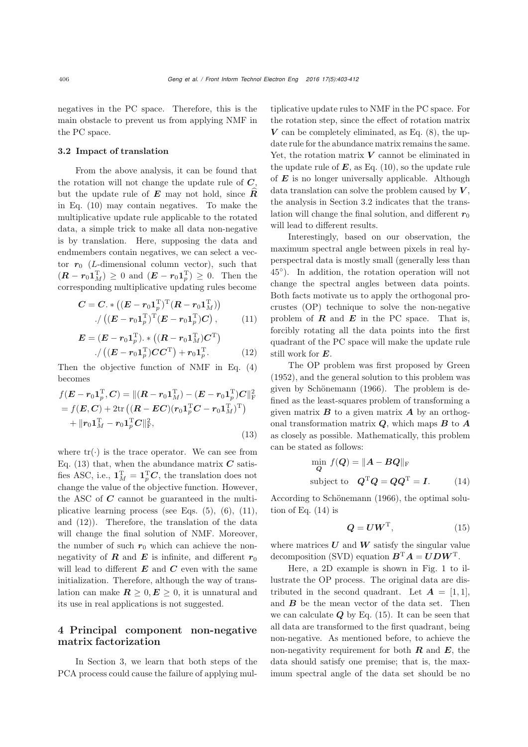negatives in the PC space. Therefore, this is the main obstacle to prevent us from applying NMF in the PC space.

### 3.2 Impact of translation

From the above analysis, it can be found that the rotation will not change the update rule of $\boldsymbol{C}$, but the update rule of $\boldsymbol{E}$ may not hold, since $\widehat{\boldsymbol{R}}$ in Eq. (10) may contain negatives. To make the multiplicative update rule applicable to the rotated data, a simple trick to make all data non-negative is by translation. Here, supposing the data and endmembers contain negatives, we can select a vector $\boldsymbol{r}_0$ ($L$-dimensional column vector), such that $(\boldsymbol{R}-\boldsymbol{r}_0\boldsymbol{1}_M^{\mathrm{T}}) \geq 0$ and $(\boldsymbol{E}-\boldsymbol{r}_0\boldsymbol{1}_p^{\mathrm{T}}) \geq 0$. Then the corresponding multiplicative updating rules become

$$\begin{aligned}\boldsymbol{C} &= \boldsymbol{C}.*\left((\boldsymbol{E}-\boldsymbol{r}_0\boldsymbol{1}_p^{\mathrm{T}})^{\mathrm{T}}(\boldsymbol{R}-\boldsymbol{r}_0\boldsymbol{1}_M^{\mathrm{T}})\right)\\ &\quad ./\left((\boldsymbol{E}-\boldsymbol{r}_0\boldsymbol{1}_p^{\mathrm{T}})^{\mathrm{T}}(\boldsymbol{E}-\boldsymbol{r}_0\boldsymbol{1}_p^{\mathrm{T}})\boldsymbol{C}\right), \qquad (11)\end{aligned}$$

$$\begin{aligned}\boldsymbol{E} &= (\boldsymbol{E}-\boldsymbol{r}_0\boldsymbol{1}_p^{\mathrm{T}}).*\left((\boldsymbol{R}-\boldsymbol{r}_0\boldsymbol{1}_M^{\mathrm{T}})\boldsymbol{C}^{\mathrm{T}}\right)\\ &\quad ./\left((\boldsymbol{E}-\boldsymbol{r}_0\boldsymbol{1}_p^{\mathrm{T}})\boldsymbol{C}\boldsymbol{C}^{\mathrm{T}}\right)+\boldsymbol{r}_0\boldsymbol{1}_p^{\mathrm{T}}. \qquad (12)\end{aligned}$$

Then the objective function of NMF in Eq. (4) becomes

$$\begin{aligned}&f(\boldsymbol{E}-\boldsymbol{r}_0\boldsymbol{1}_p^{\mathrm{T}},\boldsymbol{C}) = \|(\boldsymbol{R}-\boldsymbol{r}_0\boldsymbol{1}_M^{\mathrm{T}})-(\boldsymbol{E}-\boldsymbol{r}_0\boldsymbol{1}_p^{\mathrm{T}})\boldsymbol{C}\|_{\mathrm{F}}^2\\ &= f(\boldsymbol{E},\boldsymbol{C}) + 2\mathrm{tr}\left((\boldsymbol{R}-\boldsymbol{E}\boldsymbol{C})(\boldsymbol{r}_0\boldsymbol{1}_p^{\mathrm{T}}\boldsymbol{C}-\boldsymbol{r}_0\boldsymbol{1}_M^{\mathrm{T}})^{\mathrm{T}}\right)\\ &\quad + \|\boldsymbol{r}_0\boldsymbol{1}_M^{\mathrm{T}}-\boldsymbol{r}_0\boldsymbol{1}_p^{\mathrm{T}}\boldsymbol{C}\|_{\mathrm{F}}^2, \qquad (13)\end{aligned}$$

where $\mathrm{tr}(\cdot)$ is the trace operator. We can see from Eq. (13) that, when the abundance matrix $\boldsymbol{C}$ satisfies ASC, i.e., $\boldsymbol{1}_M^{\mathrm{T}}=\boldsymbol{1}_p^{\mathrm{T}}\boldsymbol{C}$, the translation does not change the value of the objective function. However, the ASC of $\boldsymbol{C}$ cannot be guaranteed in the multiplicative learning process (see Eqs. (5), (6), (11), and (12)). Therefore, the translation of the data will change the final solution of NMF. Moreover, the number of such $\boldsymbol{r}_0$ which can achieve the non-negativity of $\boldsymbol{R}$ and $\boldsymbol{E}$ is infinite, and different $\boldsymbol{r}_0$ will lead to different $\boldsymbol{E}$ and $\boldsymbol{C}$ even with the same initialization. Therefore, although the way of translation can make $\boldsymbol{R}\geq 0, \boldsymbol{E}\geq 0$, it is unnatural and its use in real applications is not suggested.

## 4 Principal component non-negative matrix factorization

In Section 3, we learn that both steps of the PCA process could cause the failure of applying multiplicative update rules to NMF in the PC space. For the rotation step, since the effect of rotation matrix $\boldsymbol{V}$ can be completely eliminated, as Eq. (8), the update rule for the abundance matrix remains the same. Yet, the rotation matrix $\boldsymbol{V}$ cannot be eliminated in the update rule of $\boldsymbol{E}$, as Eq. (10), so the update rule of $\boldsymbol{E}$ is no longer universally applicable. Although data translation can solve the problem caused by $\boldsymbol{V}$, the analysis in Section 3.2 indicates that the translation will change the final solution, and different $\boldsymbol{r}_0$ will lead to different results.

Interestingly, based on our observation, the maximum spectral angle between pixels in real hyperspectral data is mostly small (generally less than 45°). In addition, the rotation operation will not change the spectral angles between data points. Both facts motivate us to apply the orthogonal procrustes (OP) technique to solve the non-negative problem of $\boldsymbol{R}$ and $\boldsymbol{E}$ in the PC space. That is, forcibly rotating all the data points into the first quadrant of the PC space will make the update rule still work for $\boldsymbol{E}$.

The OP problem was first proposed by Green (1952), and the general solution to this problem was given by Schönemann (1966). The problem is defined as the least-squares problem of transforming a given matrix $\boldsymbol{B}$ to a given matrix $\boldsymbol{A}$ by an orthogonal transformation matrix $\boldsymbol{Q}$, which maps $\boldsymbol{B}$ to $\boldsymbol{A}$ as closely as possible. Mathematically, this problem can be stated as follows:

$$\begin{aligned}&\min_{\boldsymbol{Q}}\ f(\boldsymbol{Q}) = \|\boldsymbol{A}-\boldsymbol{B}\boldsymbol{Q}\|_{\mathrm{F}}\\ &\text{subject to}\quad \boldsymbol{Q}^{\mathrm{T}}\boldsymbol{Q}=\boldsymbol{Q}\boldsymbol{Q}^{\mathrm{T}}=\boldsymbol{I}. \qquad (14)\end{aligned}$$

According to Schönemann (1966), the optimal solution of Eq. (14) is

$$\boldsymbol{Q}=\boldsymbol{U}\boldsymbol{W}^{\mathrm{T}}, \qquad (15)$$

where matrices $\boldsymbol{U}$ and $\boldsymbol{W}$ satisfy the singular value decomposition (SVD) equation $\boldsymbol{B}^{\mathrm{T}}\boldsymbol{A}=\boldsymbol{U}\boldsymbol{D}\boldsymbol{W}^{\mathrm{T}}$.

Here, a 2D example is shown in Fig. 1 to illustrate the OP process. The original data are distributed in the second quadrant. Let $\boldsymbol{A}=[1,1]$, and $\boldsymbol{B}$ be the mean vector of the data set. Then we can calculate $\boldsymbol{Q}$ by Eq. (15). It can be seen that all data are transformed to the first quadrant, being non-negative. As mentioned before, to achieve the non-negativity requirement for both $\boldsymbol{R}$ and $\boldsymbol{E}$, the data should satisfy one premise; that is, the maximum spectral angle of the data set should be no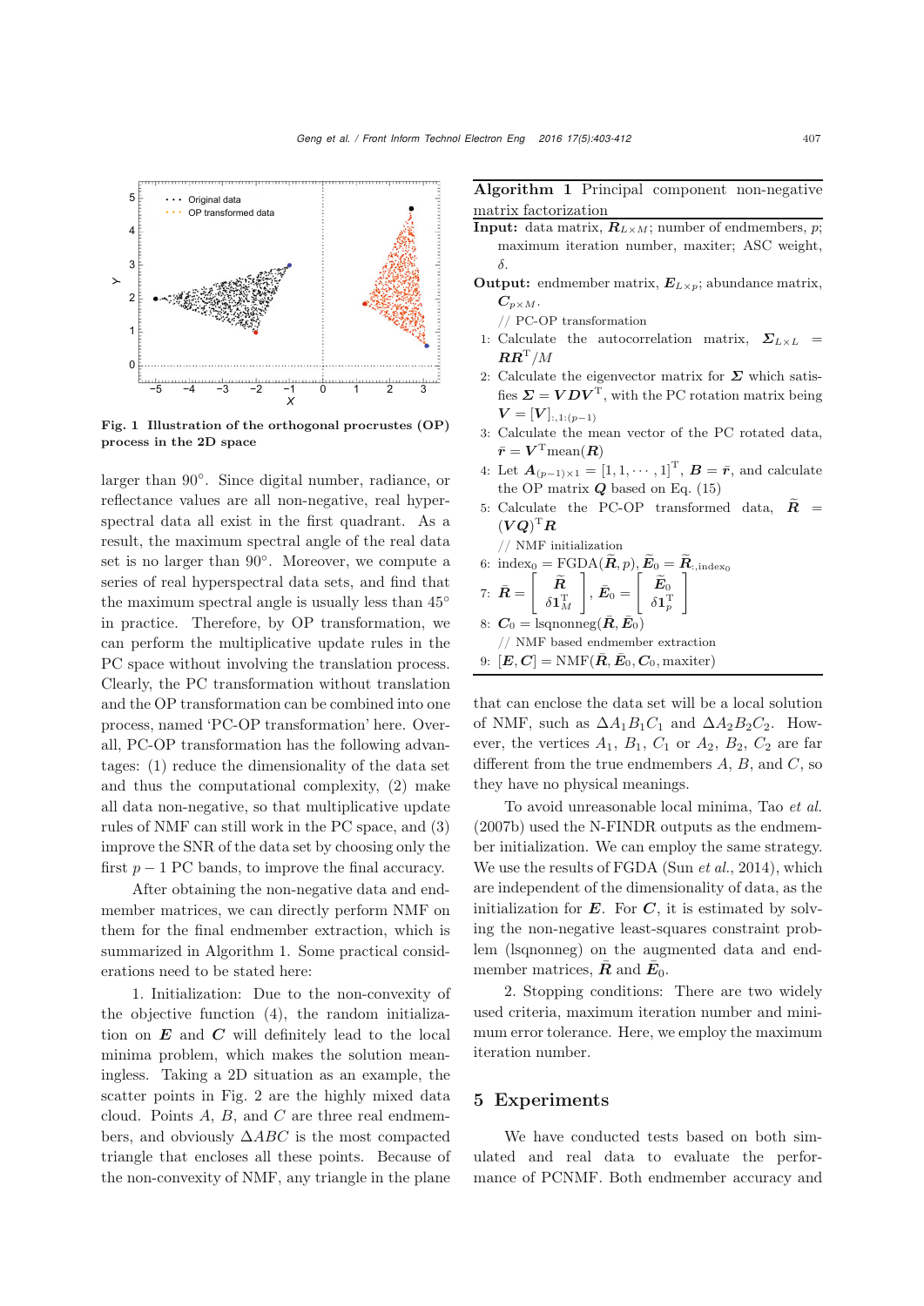Fig. 1 Illustration of the orthogonal procrustes (OP) process in the 2D space

larger than 90°. Since digital number, radiance, or reflectance values are all non-negative, real hyperspectral data all exist in the first quadrant. As a result, the maximum spectral angle of the real data set is no larger than 90°. Moreover, we compute a series of real hyperspectral data sets, and find that the maximum spectral angle is usually less than 45° in practice. Therefore, by OP transformation, we can perform the multiplicative update rules in the PC space without involving the translation process. Clearly, the PC transformation without translation and the OP transformation can be combined into one process, named 'PC-OP transformation' here. Overall, PC-OP transformation has the following advantages: (1) reduce the dimensionality of the data set and thus the computational complexity, (2) make all data non-negative, so that multiplicative update rules of NMF can still work in the PC space, and (3) improve the SNR of the data set by choosing only the first $p-1$ PC bands, to improve the final accuracy.

After obtaining the non-negative data and endmember matrices, we can directly perform NMF on them for the final endmember extraction, which is summarized in Algorithm 1. Some practical considerations need to be stated here:

1. Initialization: Due to the non-convexity of the objective function (4), the random initialization on $\boldsymbol{E}$ and $\boldsymbol{C}$ will definitely lead to the local minima problem, which makes the solution meaningless. Taking a 2D situation as an example, the scatter points in Fig. 2 are the highly mixed data cloud. Points $A$, $B$, and $C$ are three real endmembers, and obviously $\Delta ABC$ is the most compacted triangle that encloses all these points. Because of the non-convexity of NMF, any triangle in the plane

**Algorithm 1** Principal component non-negative matrix factorization

**Input:** data matrix, $\boldsymbol{R}_{L\times M}$; number of endmembers, $p$; maximum iteration number, maxiter; ASC weight, $\delta$.

**Output:** endmember matrix, $\boldsymbol{E}_{L\times p}$; abundance matrix, $\boldsymbol{C}_{p\times M}$.

// PC-OP transformation

1: Calculate the autocorrelation matrix, $\boldsymbol{\Sigma}_{L\times L} = \boldsymbol{R}\boldsymbol{R}^{\mathrm{T}}/M$

2: Calculate the eigenvector matrix for $\boldsymbol{\Sigma}$ which satisfies $\boldsymbol{\Sigma} = \boldsymbol{V}\boldsymbol{D}\boldsymbol{V}^{\mathrm{T}}$, with the PC rotation matrix being $\boldsymbol{V} = [\boldsymbol{V}]_{:,1:(p-1)}$

3: Calculate the mean vector of the PC rotated data, $\bar{\boldsymbol{r}} = \boldsymbol{V}^{\mathrm{T}}\mathrm{mean}(\boldsymbol{R})$

4: Let $\boldsymbol{A}_{(p-1)\times 1} = [1, 1, \cdots, 1]^{\mathrm{T}}$, $\boldsymbol{B} = \bar{\boldsymbol{r}}$, and calculate the OP matrix $\boldsymbol{Q}$ based on Eq. (15)

5: Calculate the PC-OP transformed data, $\widetilde{\boldsymbol{R}} = (\boldsymbol{V}\boldsymbol{Q})^{\mathrm{T}}\boldsymbol{R}$

// NMF initialization

6: $\mathrm{index}_0 = \mathrm{FGDA}(\widetilde{\boldsymbol{R}}, p)$, $\widetilde{\boldsymbol{E}}_0 = \widetilde{\boldsymbol{R}}_{:,\mathrm{index}_0}$

7: $\bar{\boldsymbol{R}} = \begin{bmatrix} \widetilde{\boldsymbol{R}} \\ \delta\boldsymbol{1}_M^{\mathrm{T}} \end{bmatrix}$, $\bar{\boldsymbol{E}}_0 = \begin{bmatrix} \widetilde{\boldsymbol{E}}_0 \\ \delta\boldsymbol{1}_p^{\mathrm{T}} \end{bmatrix}$

8: $\boldsymbol{C}_0 = \mathrm{lsqnonneg}(\bar{\boldsymbol{R}}, \bar{\boldsymbol{E}}_0)$

// NMF based endmember extraction

9: $[\boldsymbol{E}, \boldsymbol{C}] = \mathrm{NMF}(\bar{\boldsymbol{R}}, \bar{\boldsymbol{E}}_0, \boldsymbol{C}_0, \mathrm{maxiter})$

that can enclose the data set will be a local solution of NMF, such as $\Delta A_1B_1C_1$ and $\Delta A_2B_2C_2$. However, the vertices $A_1$, $B_1$, $C_1$ or $A_2$, $B_2$, $C_2$ are far different from the true endmembers $A$, $B$, and $C$, so they have no physical meanings.

To avoid unreasonable local minima, Tao *et al.* (2007b) used the N-FINDR outputs as the endmember initialization. We can employ the same strategy. We use the results of FGDA (Sun *et al.*, 2014), which are independent of the dimensionality of data, as the initialization for $\boldsymbol{E}$. For $\boldsymbol{C}$, it is estimated by solving the non-negative least-squares constraint problem (lsqnonneg) on the augmented data and endmember matrices, $\bar{\boldsymbol{R}}$ and $\bar{\boldsymbol{E}}_0$.

2. Stopping conditions: There are two widely used criteria, maximum iteration number and minimum error tolerance. Here, we employ the maximum iteration number.

## 5 Experiments

We have conducted tests based on both simulated and real data to evaluate the performance of PCNMF. Both endmember accuracy and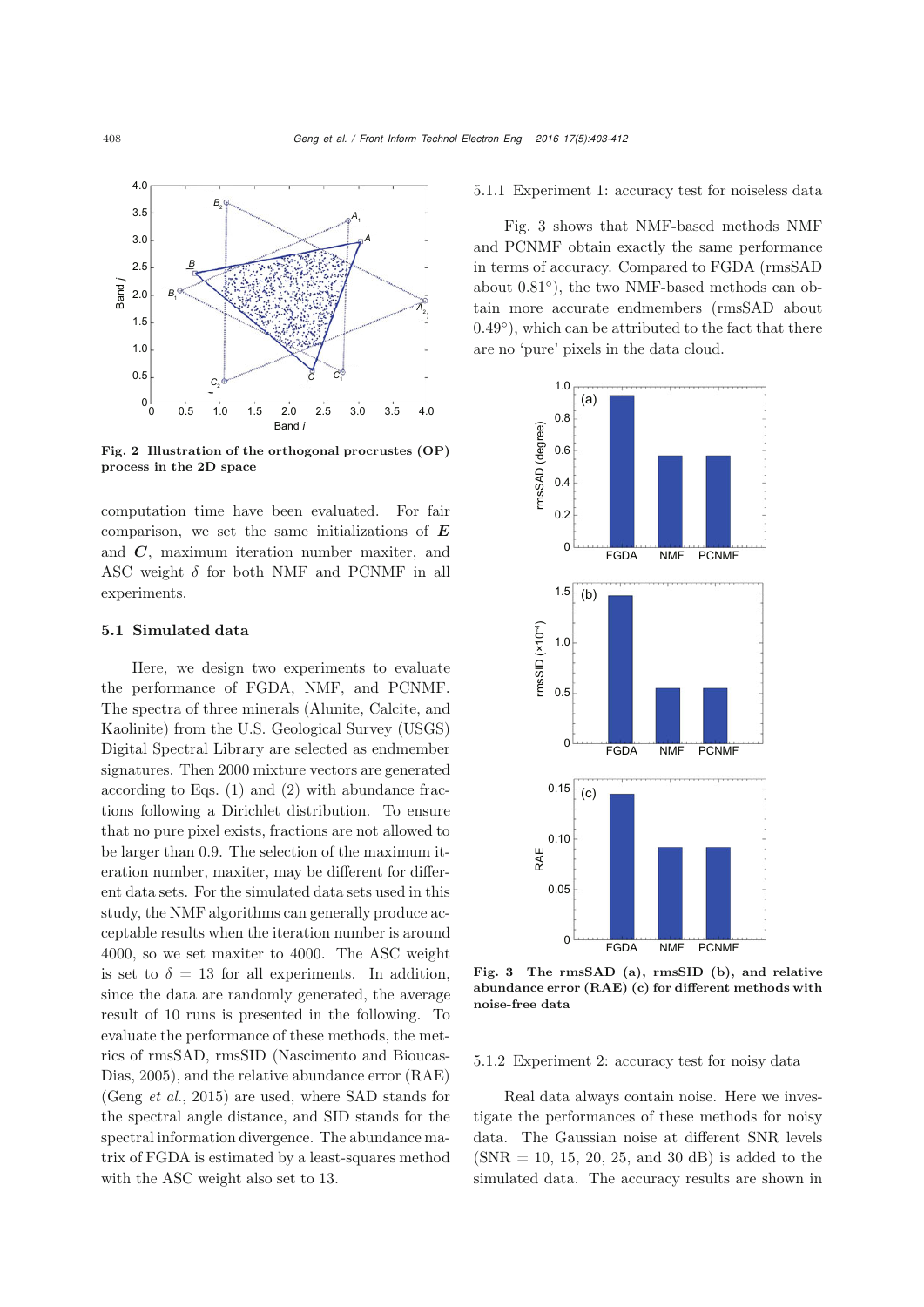Fig. 2 Illustration of the orthogonal procrustes (OP) process in the 2D space

computation time have been evaluated. For fair comparison, we set the same initializations of $\boldsymbol{E}$ and $\boldsymbol{C}$, maximum iteration number maxiter, and ASC weight $\delta$ for both NMF and PCNMF in all experiments.

### 5.1 Simulated data

Here, we design two experiments to evaluate the performance of FGDA, NMF, and PCNMF. The spectra of three minerals (Alunite, Calcite, and Kaolinite) from the U.S. Geological Survey (USGS) Digital Spectral Library are selected as endmember signatures. Then 2000 mixture vectors are generated according to Eqs. (1) and (2) with abundance fractions following a Dirichlet distribution. To ensure that no pure pixel exists, fractions are not allowed to be larger than 0.9. The selection of the maximum iteration number, maxiter, may be different for different data sets. For the simulated data sets used in this study, the NMF algorithms can generally produce acceptable results when the iteration number is around 4000, so we set maxiter to 4000. The ASC weight is set to $\delta = 13$ for all experiments. In addition, since the data are randomly generated, the average result of 10 runs is presented in the following. To evaluate the performance of these methods, the metrics of rmsSAD, rmsSID (Nascimento and Bioucas-Dias, 2005), and the relative abundance error (RAE) (Geng *et al.*, 2015) are used, where SAD stands for the spectral angle distance, and SID stands for the spectral information divergence. The abundance matrix of FGDA is estimated by a least-squares method with the ASC weight also set to 13.

#### 5.1.1 Experiment 1: accuracy test for noiseless data

Fig. 3 shows that NMF-based methods NMF and PCNMF obtain exactly the same performance in terms of accuracy. Compared to FGDA (rmsSAD about 0.81°), the two NMF-based methods can obtain more accurate endmembers (rmsSAD about 0.49°), which can be attributed to the fact that there are no 'pure' pixels in the data cloud.

Fig. 3 The rmsSAD (a), rmsSID (b), and relative abundance error (RAE) (c) for different methods with noise-free data

#### 5.1.2 Experiment 2: accuracy test for noisy data

Real data always contain noise. Here we investigate the performances of these methods for noisy data. The Gaussian noise at different SNR levels (SNR = 10, 15, 20, 25, and 30 dB) is added to the simulated data. The accuracy results are shown in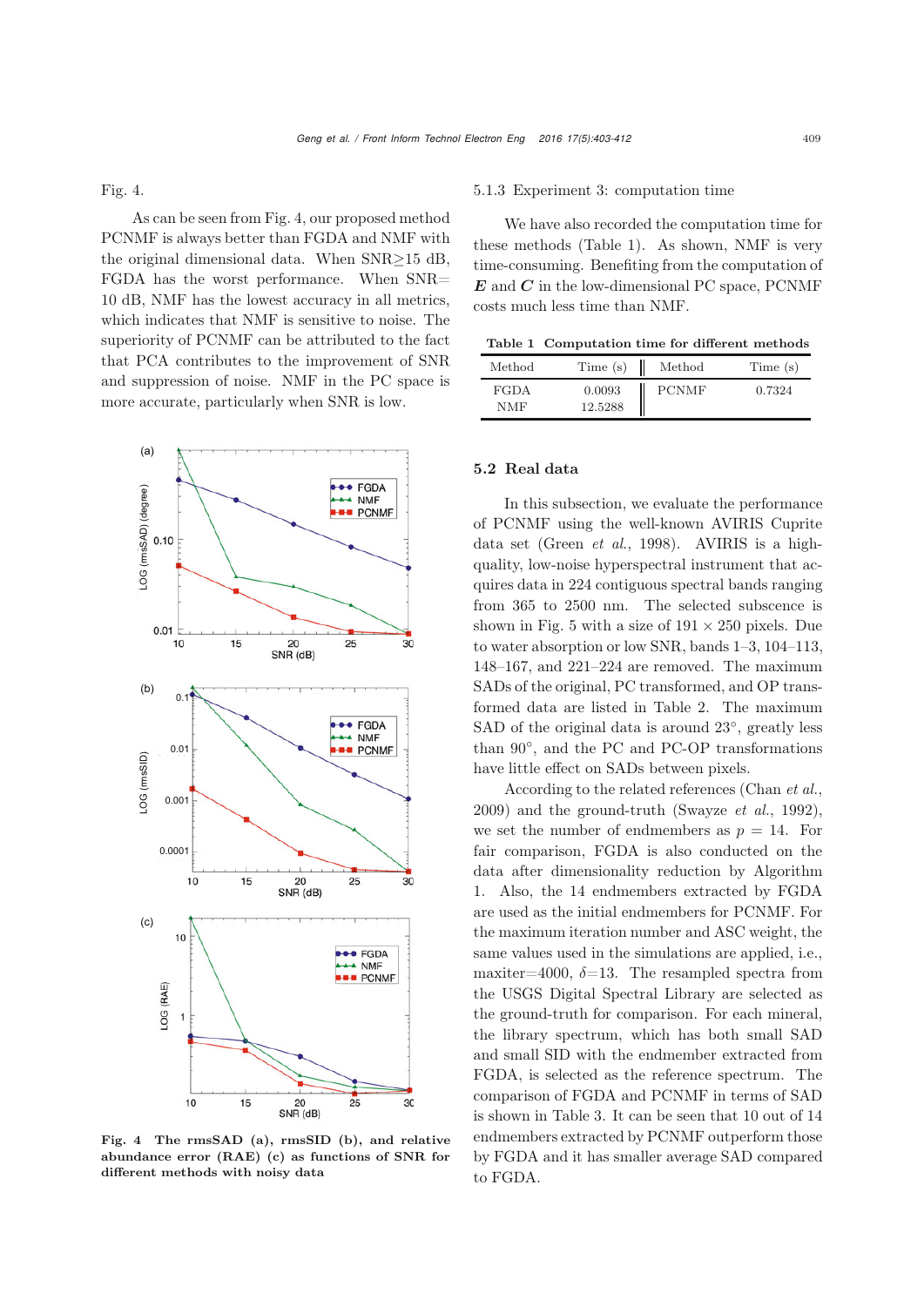Fig. 4.

As can be seen from Fig. 4, our proposed method PCNMF is always better than FGDA and NMF with the original dimensional data. When SNR≥15 dB, FGDA has the worst performance. When SNR= 10 dB, NMF has the lowest accuracy in all metrics, which indicates that NMF is sensitive to noise. The superiority of PCNMF can be attributed to the fact that PCA contributes to the improvement of SNR and suppression of noise. NMF in the PC space is more accurate, particularly when SNR is low.

**Fig. 4 The rmsSAD (a), rmsSID (b), and relative abundance error (RAE) (c) as functions of SNR for different methods with noisy data**

### 5.1.3 Experiment 3: computation time

We have also recorded the computation time for these methods (Table 1). As shown, NMF is very time-consuming. Benefiting from the computation of $\boldsymbol{E}$ and $\boldsymbol{C}$ in the low-dimensional PC space, PCNMF costs much less time than NMF.

**Table 1 Computation time for different methods**

| Method | Time (s) | Method | Time (s) |
|---|---|---|---|
| FGDA | 0.0093 | PCNMF | 0.7324 |
| NMF | 12.5288 | | |

## 5.2 Real data

In this subsection, we evaluate the performance of PCNMF using the well-known AVIRIS Cuprite data set (Green *et al.*, 1998). AVIRIS is a high-quality, low-noise hyperspectral instrument that acquires data in 224 contiguous spectral bands ranging from 365 to 2500 nm. The selected subscence is shown in Fig. 5 with a size of 191 × 250 pixels. Due to water absorption or low SNR, bands 1–3, 104–113, 148–167, and 221–224 are removed. The maximum SADs of the original, PC transformed, and OP transformed data are listed in Table 2. The maximum SAD of the original data is around 23°, greatly less than 90°, and the PC and PC-OP transformations have little effect on SADs between pixels.

According to the related references (Chan *et al.*, 2009) and the ground-truth (Swayze *et al.*, 1992), we set the number of endmembers as $p$ = 14. For fair comparison, FGDA is also conducted on the data after dimensionality reduction by Algorithm 1. Also, the 14 endmembers extracted by FGDA are used as the initial endmembers for PCNMF. For the maximum iteration number and ASC weight, the same values used in the simulations are applied, i.e., maxiter=4000, $\delta$=13. The resampled spectra from the USGS Digital Spectral Library are selected as the ground-truth for comparison. For each mineral, the library spectrum, which has both small SAD and small SID with the endmember extracted from FGDA, is selected as the reference spectrum. The comparison of FGDA and PCNMF in terms of SAD is shown in Table 3. It can be seen that 10 out of 14 endmembers extracted by PCNMF outperform those by FGDA and it has smaller average SAD compared to FGDA.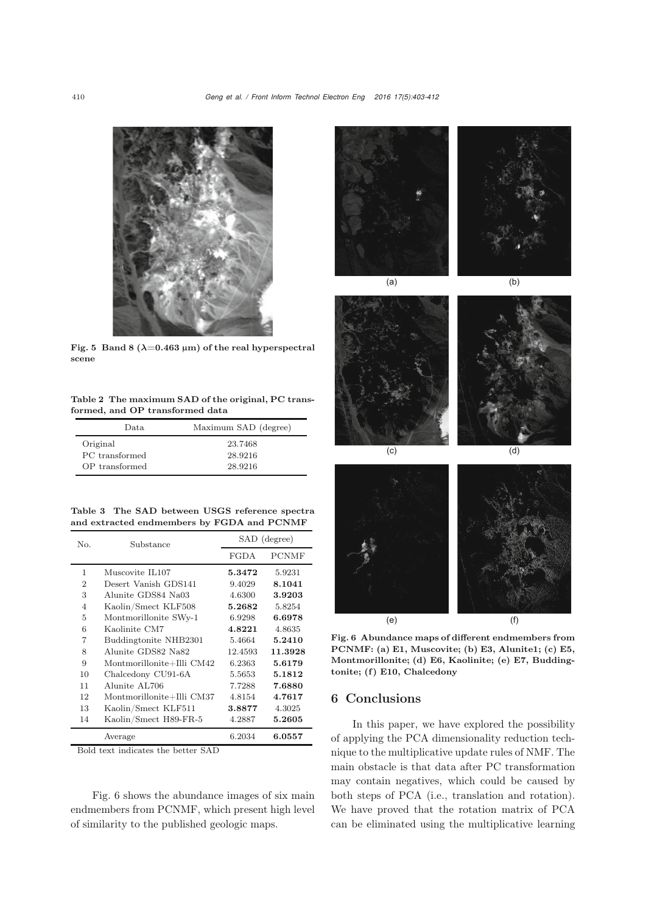Fig. 5 Band 8 ($\lambda$=0.463 μm) of the real hyperspectral scene

Table 2 The maximum SAD of the original, PC transformed, and OP transformed data

| Data | Maximum SAD (degree) |
|---|---|
| Original | 23.7468 |
| PC transformed | 28.9216 |
| OP transformed | 28.9216 |

Table 3 The SAD between USGS reference spectra and extracted endmembers by FGDA and PCNMF

| No. | Substance | SAD (degree) | |
|---|---|---|---|
| | | FGDA | PCNMF |
| 1 | Muscovite IL107 | **5.3472** | 5.9231 |
| 2 | Desert Vanish GDS141 | 9.4029 | **8.1041** |
| 3 | Alunite GDS84 Na03 | 4.6300 | **3.9203** |
| 4 | Kaolin/Smect KLF508 | **5.2682** | 5.8254 |
| 5 | Montmorillonite SWy-1 | 6.9298 | **6.6978** |
| 6 | Kaolinite CM7 | **4.8221** | 4.8635 |
| 7 | Buddingtonite NHB2301 | 5.4664 | **5.2410** |
| 8 | Alunite GDS82 Na82 | 12.4593 | **11.3928** |
| 9 | Montmorillonite+Illi CM42 | 6.2363 | **5.6179** |
| 10 | Chalcedony CU91-6A | 5.5653 | **5.1812** |
| 11 | Alunite AL706 | 7.7288 | **7.6880** |
| 12 | Montmorillonite+Illi CM37 | 4.8154 | **4.7617** |
| 13 | Kaolin/Smect KLF511 | **3.8877** | 4.3025 |
| 14 | Kaolin/Smect H89-FR-5 | 4.2887 | **5.2605** |
| | Average | 6.2034 | **6.0557** |

Bold text indicates the better SAD

Fig. 6 shows the abundance images of six main endmembers from PCNMF, which present high level of similarity to the published geologic maps.

Fig. 6 Abundance maps of different endmembers from PCNMF: (a) E1, Muscovite; (b) E3, Alunite1; (c) E5, Montmorillonite; (d) E6, Kaolinite; (e) E7, Buddingtonite; (f) E10, Chalcedony

## 6 Conclusions

In this paper, we have explored the possibility of applying the PCA dimensionality reduction technique to the multiplicative update rules of NMF. The main obstacle is that data after PC transformation may contain negatives, which could be caused by both steps of PCA (i.e., translation and rotation). We have proved that the rotation matrix of PCA can be eliminated using the multiplicative learning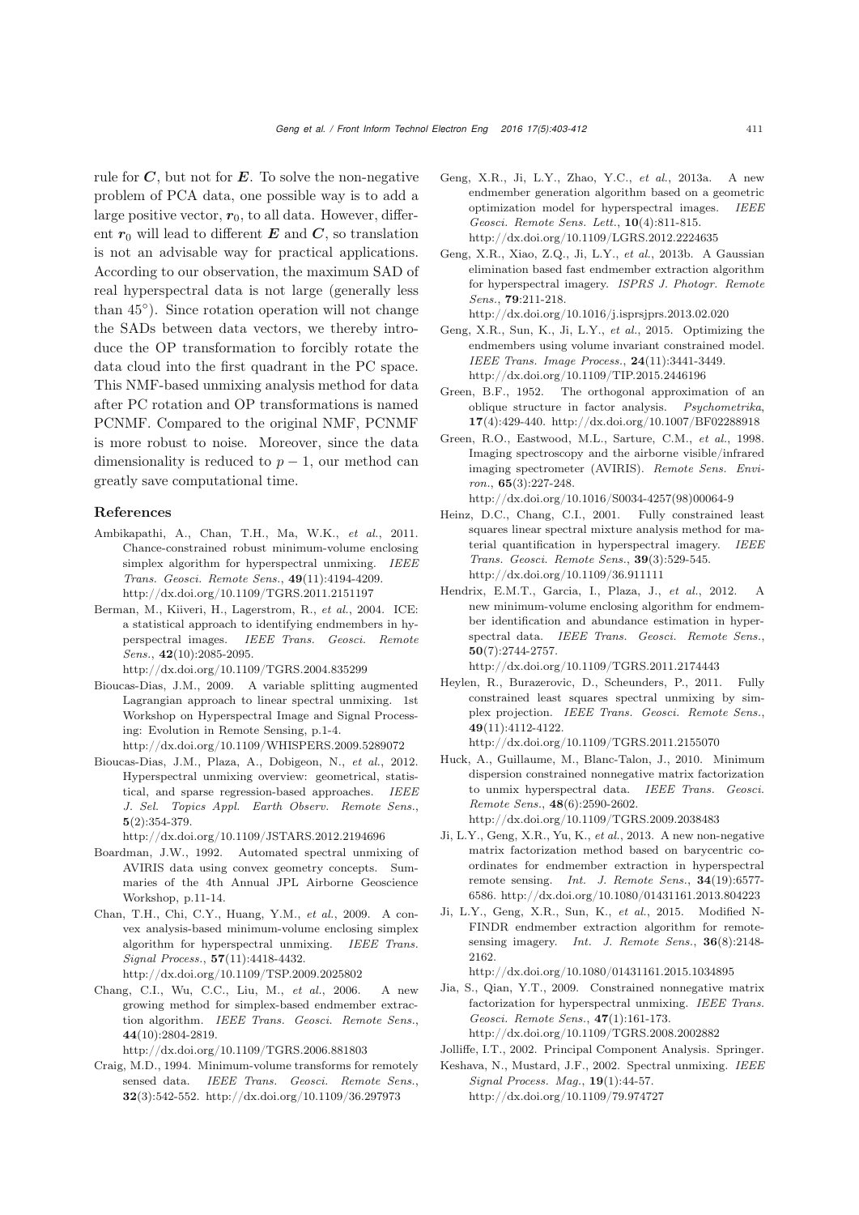rule for $\boldsymbol{C}$, but not for $\boldsymbol{E}$. To solve the non-negative problem of PCA data, one possible way is to add a large positive vector, $\boldsymbol{r}_0$, to all data. However, different $\boldsymbol{r}_0$ will lead to different $\boldsymbol{E}$ and $\boldsymbol{C}$, so translation is not an advisable way for practical applications. According to our observation, the maximum SAD of real hyperspectral data is not large (generally less than 45°). Since rotation operation will not change the SADs between data vectors, we thereby introduce the OP transformation to forcibly rotate the data cloud into the first quadrant in the PC space. This NMF-based unmixing analysis method for data after PC rotation and OP transformations is named PCNMF. Compared to the original NMF, PCNMF is more robust to noise. Moreover, since the data dimensionality is reduced to $p-1$, our method can greatly save computational time.

## References

Ambikapathi, A., Chan, T.H., Ma, W.K., *et al.*, 2011. Chance-constrained robust minimum-volume enclosing simplex algorithm for hyperspectral unmixing. *IEEE Trans. Geosci. Remote Sens.*, **49**(11):4194-4209. http://dx.doi.org/10.1109/TGRS.2011.2151197

Berman, M., Kiiveri, H., Lagerstrom, R., *et al.*, 2004. ICE: a statistical approach to identifying endmembers in hyperspectral images. *IEEE Trans. Geosci. Remote Sens.*, **42**(10):2085-2095. http://dx.doi.org/10.1109/TGRS.2004.835299

Bioucas-Dias, J.M., 2009. A variable splitting augmented Lagrangian approach to linear spectral unmixing. 1st Workshop on Hyperspectral Image and Signal Processing: Evolution in Remote Sensing, p.1-4. http://dx.doi.org/10.1109/WHISPERS.2009.5289072

Bioucas-Dias, J.M., Plaza, A., Dobigeon, N., *et al.*, 2012. Hyperspectral unmixing overview: geometrical, statistical, and sparse regression-based approaches. *IEEE J. Sel. Topics Appl. Earth Observ. Remote Sens.*, **5**(2):354-379. http://dx.doi.org/10.1109/JSTARS.2012.2194696

Boardman, J.W., 1992. Automated spectral unmixing of AVIRIS data using convex geometry concepts. Summaries of the 4th Annual JPL Airborne Geoscience Workshop, p.11-14.

Chan, T.H., Chi, C.Y., Huang, Y.M., *et al.*, 2009. A convex analysis-based minimum-volume enclosing simplex algorithm for hyperspectral unmixing. *IEEE Trans. Signal Process.*, **57**(11):4418-4432. http://dx.doi.org/10.1109/TSP.2009.2025802

Chang, C.I., Wu, C.C., Liu, M., *et al.*, 2006. A new growing method for simplex-based endmember extraction algorithm. *IEEE Trans. Geosci. Remote Sens.*, **44**(10):2804-2819. http://dx.doi.org/10.1109/TGRS.2006.881803

Craig, M.D., 1994. Minimum-volume transforms for remotely sensed data. *IEEE Trans. Geosci. Remote Sens.*, **32**(3):542-552. http://dx.doi.org/10.1109/36.297973

Geng, X.R., Ji, L.Y., Zhao, Y.C., *et al.*, 2013a. A new endmember generation algorithm based on a geometric optimization model for hyperspectral images. *IEEE Geosci. Remote Sens. Lett.*, **10**(4):811-815. http://dx.doi.org/10.1109/LGRS.2012.2224635

Geng, X.R., Xiao, Z.Q., Ji, L.Y., *et al.*, 2013b. A Gaussian elimination based fast endmember extraction algorithm for hyperspectral imagery. *ISPRS J. Photogr. Remote Sens.*, **79**:211-218. http://dx.doi.org/10.1016/j.isprsjprs.2013.02.020

Geng, X.R., Sun, K., Ji, L.Y., *et al.*, 2015. Optimizing the endmembers using volume invariant constrained model. *IEEE Trans. Image Process.*, **24**(11):3441-3449. http://dx.doi.org/10.1109/TIP.2015.2446196

Green, B.F., 1952. The orthogonal approximation of an oblique structure in factor analysis. *Psychometrika*, **17**(4):429-440. http://dx.doi.org/10.1007/BF02288918

Green, R.O., Eastwood, M.L., Sarture, C.M., *et al.*, 1998. Imaging spectroscopy and the airborne visible/infrared imaging spectrometer (AVIRIS). *Remote Sens. Environ.*, **65**(3):227-248. http://dx.doi.org/10.1016/S0034-4257(98)00064-9

Heinz, D.C., Chang, C.I., 2001. Fully constrained least squares linear spectral mixture analysis method for material quantification in hyperspectral imagery. *IEEE Trans. Geosci. Remote Sens.*, **39**(3):529-545. http://dx.doi.org/10.1109/36.911111

Hendrix, E.M.T., Garcia, I., Plaza, J., *et al.*, 2012. A new minimum-volume enclosing algorithm for endmember identification and abundance estimation in hyperspectral data. *IEEE Trans. Geosci. Remote Sens.*, **50**(7):2744-2757. http://dx.doi.org/10.1109/TGRS.2011.2174443

Heylen, R., Burazerovic, D., Scheunders, P., 2011. Fully constrained least squares spectral unmixing by simplex projection. *IEEE Trans. Geosci. Remote Sens.*, **49**(11):4112-4122. http://dx.doi.org/10.1109/TGRS.2011.2155070

Huck, A., Guillaume, M., Blanc-Talon, J., 2010. Minimum dispersion constrained nonnegative matrix factorization to unmix hyperspectral data. *IEEE Trans. Geosci. Remote Sens.*, **48**(6):2590-2602. http://dx.doi.org/10.1109/TGRS.2009.2038483

Ji, L.Y., Geng, X.R., Yu, K., *et al.*, 2013. A new non-negative matrix factorization method based on barycentric coordinates for endmember extraction in hyperspectral remote sensing. *Int. J. Remote Sens.*, **34**(19):6577-6586. http://dx.doi.org/10.1080/01431161.2013.804223

Ji, L.Y., Geng, X.R., Sun, K., *et al.*, 2015. Modified N-FINDR endmember extraction algorithm for remote-sensing imagery. *Int. J. Remote Sens.*, **36**(8):2148-2162. http://dx.doi.org/10.1080/01431161.2015.1034895

Jia, S., Qian, Y.T., 2009. Constrained nonnegative matrix factorization for hyperspectral unmixing. *IEEE Trans. Geosci. Remote Sens.*, **47**(1):161-173. http://dx.doi.org/10.1109/TGRS.2008.2002882

Jolliffe, I.T., 2002. Principal Component Analysis. Springer.

Keshava, N., Mustard, J.F., 2002. Spectral unmixing. *IEEE Signal Process. Mag.*, **19**(1):44-57. http://dx.doi.org/10.1109/79.974727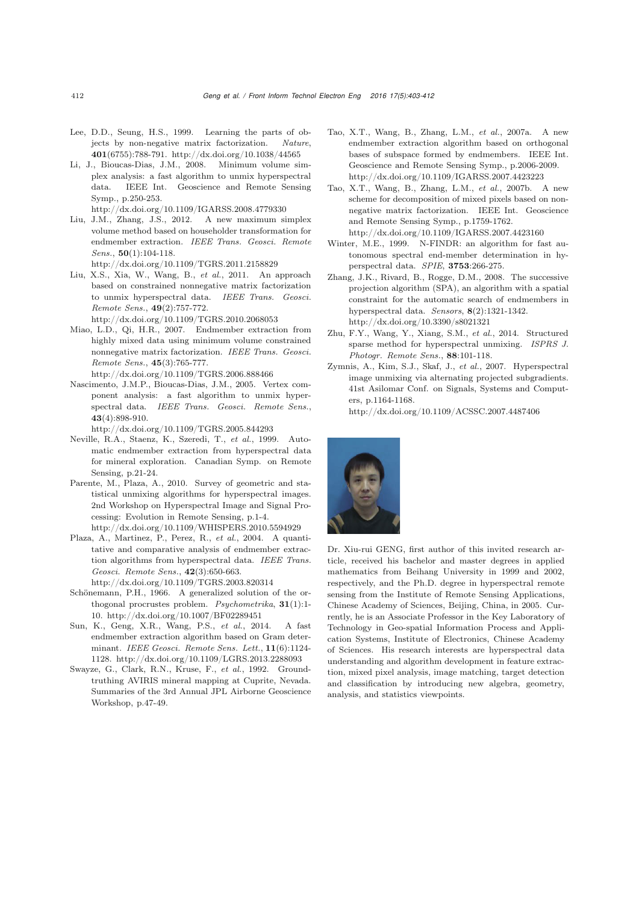Lee, D.D., Seung, H.S., 1999. Learning the parts of objects by non-negative matrix factorization. *Nature*, **401**(6755):788-791. http://dx.doi.org/10.1038/44565

Li, J., Bioucas-Dias, J.M., 2008. Minimum volume simplex analysis: a fast algorithm to unmix hyperspectral data. IEEE Int. Geoscience and Remote Sensing Symp., p.250-253. http://dx.doi.org/10.1109/IGARSS.2008.4779330

Liu, J.M., Zhang, J.S., 2012. A new maximum simplex volume method based on householder transformation for endmember extraction. *IEEE Trans. Geosci. Remote Sens.*, **50**(1):104-118. http://dx.doi.org/10.1109/TGRS.2011.2158829

Liu, X.S., Xia, W., Wang, B., *et al.*, 2011. An approach based on constrained nonnegative matrix factorization to unmix hyperspectral data. *IEEE Trans. Geosci. Remote Sens.*, **49**(2):757-772. http://dx.doi.org/10.1109/TGRS.2010.2068053

Miao, L.D., Qi, H.R., 2007. Endmember extraction from highly mixed data using minimum volume constrained nonnegative matrix factorization. *IEEE Trans. Geosci. Remote Sens.*, **45**(3):765-777. http://dx.doi.org/10.1109/TGRS.2006.888466

Nascimento, J.M.P., Bioucas-Dias, J.M., 2005. Vertex component analysis: a fast algorithm to unmix hyperspectral data. *IEEE Trans. Geosci. Remote Sens.*, **43**(4):898-910. http://dx.doi.org/10.1109/TGRS.2005.844293

Neville, R.A., Staenz, K., Szeredi, T., *et al.*, 1999. Automatic endmember extraction from hyperspectral data for mineral exploration. Canadian Symp. on Remote Sensing, p.21-24.

Parente, M., Plaza, A., 2010. Survey of geometric and statistical unmixing algorithms for hyperspectral images. 2nd Workshop on Hyperspectral Image and Signal Processing: Evolution in Remote Sensing, p.1-4. http://dx.doi.org/10.1109/WHISPERS.2010.5594929

Plaza, A., Martinez, P., Perez, R., *et al.*, 2004. A quantitative and comparative analysis of endmember extraction algorithms from hyperspectral data. *IEEE Trans. Geosci. Remote Sens.*, **42**(3):650-663. http://dx.doi.org/10.1109/TGRS.2003.820314

Schönemann, P.H., 1966. A generalized solution of the orthogonal procrustes problem. *Psychometrika*, **31**(1):1-10. http://dx.doi.org/10.1007/BF02289451

Sun, K., Geng, X.R., Wang, P.S., *et al.*, 2014. A fast endmember extraction algorithm based on Gram determinant. *IEEE Geosci. Remote Sens. Lett.*, **11**(6):1124-1128. http://dx.doi.org/10.1109/LGRS.2013.2288093

Swayze, G., Clark, R.N., Kruse, F., *et al.*, 1992. Ground-truthing AVIRIS mineral mapping at Cuprite, Nevada. Summaries of the 3rd Annual JPL Airborne Geoscience Workshop, p.47-49.

Tao, X.T., Wang, B., Zhang, L.M., *et al.*, 2007a. A new endmember extraction algorithm based on orthogonal bases of subspace formed by endmembers. IEEE Int. Geoscience and Remote Sensing Symp., p.2006-2009. http://dx.doi.org/10.1109/IGARSS.2007.4423223

Tao, X.T., Wang, B., Zhang, L.M., *et al.*, 2007b. A new scheme for decomposition of mixed pixels based on nonnegative matrix factorization. IEEE Int. Geoscience and Remote Sensing Symp., p.1759-1762. http://dx.doi.org/10.1109/IGARSS.2007.4423160

Winter, M.E., 1999. N-FINDR: an algorithm for fast autonomous spectral end-member determination in hyperspectral data. *SPIE*, **3753**:266-275.

Zhang, J.K., Rivard, B., Rogge, D.M., 2008. The successive projection algorithm (SPA), an algorithm with a spatial constraint for the automatic search of endmembers in hyperspectral data. *Sensors*, **8**(2):1321-1342. http://dx.doi.org/10.3390/s8021321

Zhu, F.Y., Wang, Y., Xiang, S.M., *et al.*, 2014. Structured sparse method for hyperspectral unmixing. *ISPRS J. Photogr. Remote Sens.*, **88**:101-118.

Zymnis, A., Kim, S.J., Skaf, J., *et al.*, 2007. Hyperspectral image unmixing via alternating projected subgradients. 41st Asilomar Conf. on Signals, Systems and Computers, p.1164-1168. http://dx.doi.org/10.1109/ACSSC.2007.4487406

Dr. Xiu-rui GENG, first author of this invited research article, received his bachelor and master degrees in applied mathematics from Beihang University in 1999 and 2002, respectively, and the Ph.D. degree in hyperspectral remote sensing from the Institute of Remote Sensing Applications, Chinese Academy of Sciences, Beijing, China, in 2005. Currently, he is an Associate Professor in the Key Laboratory of Technology in Geo-spatial Information Process and Application Systems, Institute of Electronics, Chinese Academy of Sciences. His research interests are hyperspectral data understanding and algorithm development in feature extraction, mixed pixel analysis, image matching, target detection and classification by introducing new algebra, geometry, analysis, and statistics viewpoints.